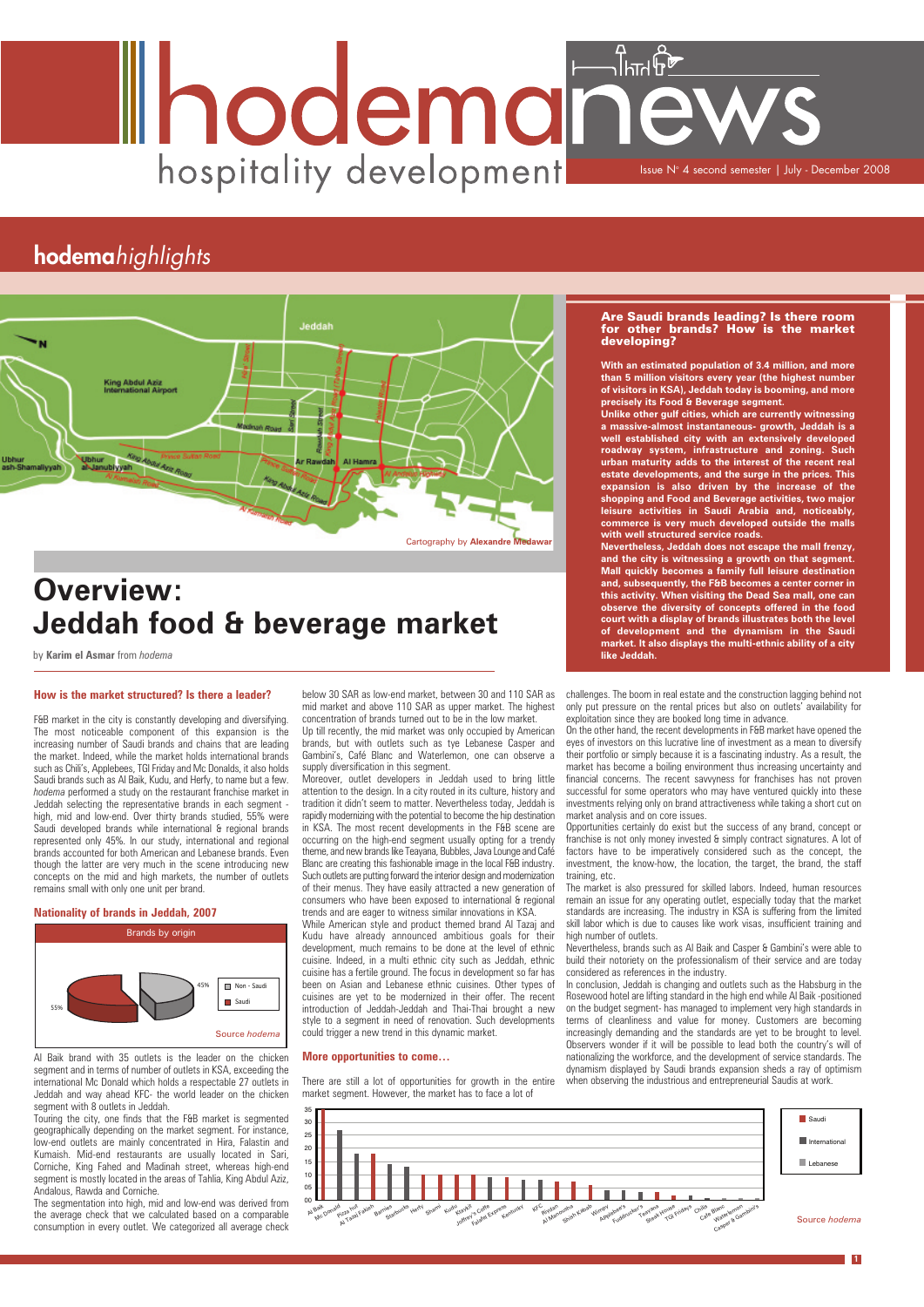# hodema news

hospitality development

Issue N° 4 second semester | July - December 2008

## hodema*highlights*

Cartography by **Alexandre Medawar**

**Are Saudi brands leading? Is there room for other brands? How is the market developing?**

**With an estimated population of 3.4 million, and more than 5 million visitors every year (the highest number of visitors in KSA), Jeddah today is booming, and more precisely its Food & Beverage segment.**

**Unlike other gulf cities, which are currently witnessing a massive-almost instantaneous- growth, Jeddah is a well established city with an extensively developed roadway system, infrastructure and zoning. Such urban maturity adds to the interest of the recent real estate developments, and the surge in the prices. This expansion is also driven by the increase of the shopping and Food and Beverage activities, two major leisure activities in Saudi Arabia and, noticeably, commerce is very much developed outside the malls with well structured service roads.**

**Nevertheless, Jeddah does not escape the mall frenzy, and the city is witnessing a growth on that segment. Mall quickly becomes a family full leisure destination and, subsequently, the F&B becomes a center corner in this activity. When visiting the Dead Sea mall, one can observe the diversity of concepts offered in the food court with a display of brands illustrates both the level of development and the dynamism in the Saudi market. It also displays the multi-ethnic ability of a city like Jeddah.**

# Overview: Jeddah food & beverage market

by **Karim el Asmar** from *hodema*

### How is the market structured? Is there a leader?

F&B market in the city is constantly developing and diversifying. The most noticeable component of this expansion is the increasing number of Saudi brands and chains that are leading the market. Indeed, while the market holds international brands such as Chili's, Applebees, TGI Friday and Mc Donalds, it also holds Saudi brands such as Al Baik, Kudu, and Herfy, to name but a few. *hodema* performed a study on the restaurant franchise market in Jeddah selecting the representative brands in each segment - high, mid and low-end. Over thirty brands studied, 55% were Saudi developed brands while international & regional brands represented only 45%. In our study, international and regional brands accounted for both American and Lebanese brands. Even though the latter are very much in the scene introducing new concepts on the mid and high markets, the number of outlets remains small with only one unit per brand.

### Nationality of brands in Jeddah, 2007

Brands by origin

| Origin | Share |
|---|---|
| Non - Saudi | 45% |
| Saudi | 55% |

Source *hodema*

Al Baik brand with 35 outlets is the leader on the chicken segment and in terms of number of outlets in KSA, exceeding the international Mc Donald which holds a respectable 27 outlets in Jeddah and way ahead KFC- the world leader on the chicken segment with 8 outlets in Jeddah.

Touring the city, one finds that the F&B market is segmented geographically depending on the market segment. For instance, low-end outlets are mainly concentrated in Hira, Falastin and Kumaish. Mid-end restaurants are usually located in Sari, Corniche, King Fahed and Madinah street, whereas high-end segment is mostly located in the areas of Tahlia, King Abdul Aziz, Andalous, Rawda and Corniche.

The segmentation into high, mid and low-end was derived from the average check that we calculated based on a comparable consumption in every outlet. We categorized all average check below 30 SAR as low-end market, between 30 and 110 SAR as mid market and above 110 SAR as upper market. The highest concentration of brands turned out to be in the low market.

Up till recently, the mid market was only occupied by American brands, but with outlets such as tye Lebanese Casper and Gambini's, Café Blanc and Waterlemon, one can observe a supply diversification in this segment.

Moreover, outlet developers in Jeddah used to bring little attention to the design. In a city routed in its culture, history and tradition it didn't seem to matter. Nevertheless today, Jeddah is rapidly modernizing with the potential to become the hip destination in KSA. The most recent developments in the F&B scene are occurring on the high-end segment usually opting for a trendy theme, and new brands like Teayana, Bubbles, Java Lounge and Café Blanc are creating this fashionable image in the local F&B industry. Such outlets are putting forward the interior design and modernization of their menus. They have easily attracted a new generation of consumers who have been exposed to international & regional trends and are eager to witness similar innovations in KSA.

While American style and product themed brand Al Tazaj and Kudu have already announced ambitious goals for their development, much remains to be done at the level of ethnic cuisine. Indeed, in a multi ethnic city such as Jeddah, ethnic cuisine has a fertile ground. The focus in development so far has been on Asian and Lebanese ethnic cuisines. Other types of cuisines are yet to be modernized in their offer. The recent introduction of Jeddah-Jeddah and Thai-Thai brought a new style to a segment in need of renovation. Such developments could trigger a new trend in this dynamic market.

### More opportunities to come…

There are still a lot of opportunities for growth in the entire market segment. However, the market has to face a lot of challenges. The boom in real estate and the construction lagging behind not only put pressure on the rental prices but also on outlets' availability for exploitation since they are booked long time in advance.

On the other hand, the recent developments in F&B market have opened the eyes of investors on this lucrative line of investment as a mean to diversify their portfolio or simply because it is a fascinating industry. As a result, the market has become a boiling environment thus increasing uncertainty and financial concerns. The recent savvyness for franchises has not proven successful for some operators who may have ventured quickly into these investments relying only on brand attractiveness while taking a short cut on market analysis and on core issues.

Opportunities certainly do exist but the success of any brand, concept or franchise is not only money invested & simply contract signatures. A lot of factors have to be imperatively considered such as the concept, the investment, the know-how, the location, the target, the brand, the staff training, etc.

The market is also pressured for skilled labors. Indeed, human resources remain an issue for any operating outlet, especially today that the market standards are increasing. The industry in KSA is suffering from the limited skill labor which is due to causes like work visas, insufficient training and high number of outlets.

Nevertheless, brands such as Al Baik and Casper & Gambini's were able to build their notoriety on the professionalism of their service and are today considered as references in the industry.

In conclusion, Jeddah is changing and outlets such as the Habsburg in the Rosewood hotel are lifting standard in the high end while Al Baik -positioned on the budget segment- has managed to implement very high standards in terms of cleanliness and value for money. Customers are becoming increasingly demanding and the standards are yet to be brought to level. Observers wonder if it will be possible to lead both the country's will of nationalizing the workforce, and the development of service standards. The dynamism displayed by Saudi brands expansion sheds a ray of optimism when observing the industrious and entrepreneurial Saudis at work.

Number of outlets by brand (Saudi / International / Lebanese): Al Baik, Mc Donald, Pizza hut, Al Tazaj Fakieh, Barnies, Starbucks, Herfy, Shawarmer, Kudu, Kaaki, Joffrey's Coffe, Falafel Express, Kentucky, KFC, Riyadh, Al Mohsmstha, Shish Kebab, Wimpy, Applebee's, Fuddrucker's, Teayana, Steak House, TGI Fridays, Chili's, Cafe Blanc, Waterlemon, Casper & Gambini's

Source *hodema*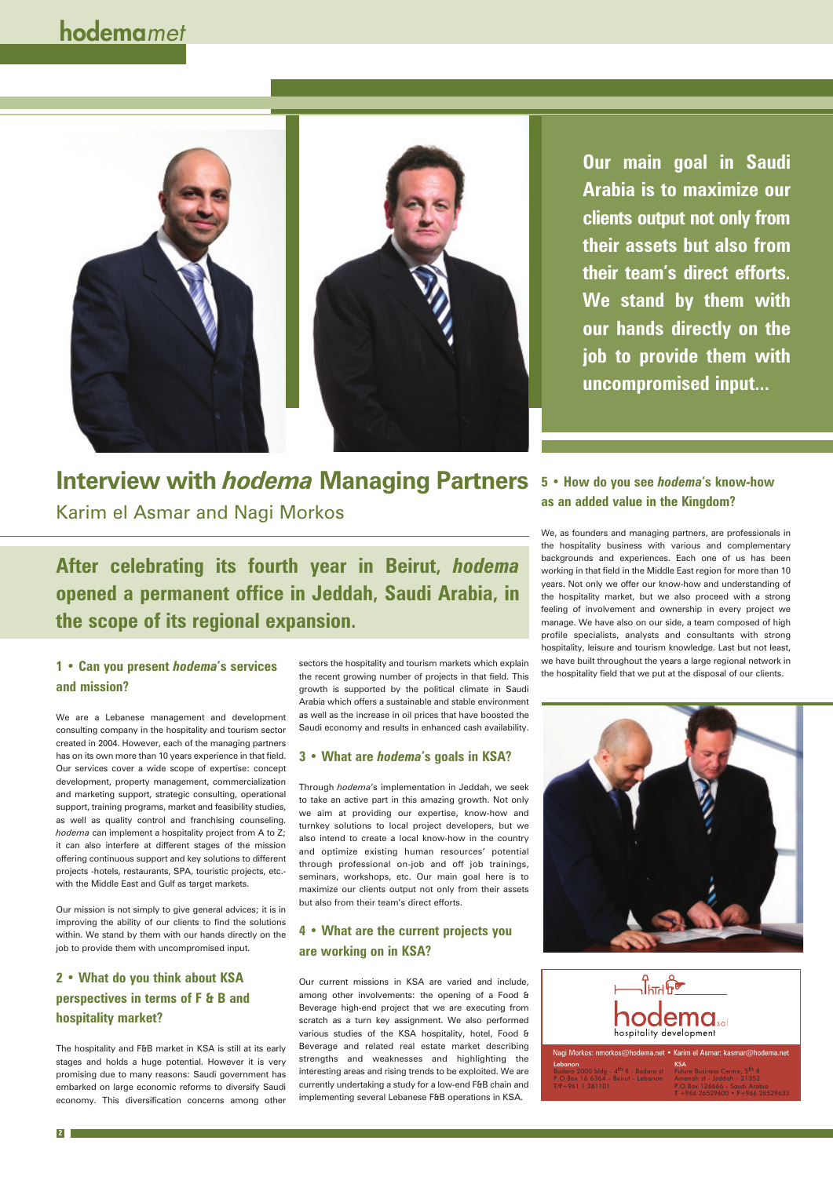# Interview with *hodema* Managing Partners

Karim el Asmar and Nagi Morkos

**Our main goal in Saudi Arabia is to maximize our clients output not only from their assets but also from their team's direct efforts. We stand by them with our hands directly on the job to provide them with uncompromised input...**

**After celebrating its fourth year in Beirut, *hodema* opened a permanent office in Jeddah, Saudi Arabia, in the scope of its regional expansion.**

### 1 • Can you present *hodema*'s services and mission?

We are a Lebanese management and development consulting company in the hospitality and tourism sector created in 2004. However, each of the managing partners has on its own more than 10 years experience in that field. Our services cover a wide scope of expertise: concept development, property management, commercialization and marketing support, strategic consulting, operational support, training programs, market and feasibility studies, as well as quality control and franchising counseling. *hodema* can implement a hospitality project from A to Z; it can also interfere at different stages of the mission offering continuous support and key solutions to different projects -hotels, restaurants, SPA, touristic projects, etc.- with the Middle East and Gulf as target markets.

Our mission is not simply to give general advices; it is in improving the ability of our clients to find the solutions within. We stand by them with our hands directly on the job to provide them with uncompromised input.

### 2 • What do you think about KSA perspectives in terms of F & B and hospitality market?

The hospitality and F&B market in KSA is still at its early stages and holds a huge potential. However it is very promising due to many reasons: Saudi government has embarked on large economic reforms to diversify Saudi economy. This diversification concerns among other sectors the hospitality and tourism markets which explain the recent growing number of projects in that field. This growth is supported by the political climate in Saudi Arabia which offers a sustainable and stable environment as well as the increase in oil prices that have boosted the Saudi economy and results in enhanced cash availability.

### 3 • What are *hodema*'s goals in KSA?

Through *hodema*'s implementation in Jeddah, we seek to take an active part in this amazing growth. Not only we aim at providing our expertise, know-how and turnkey solutions to local project developers, but we also intend to create a local know-how in the country and optimize existing human resources' potential through professional on-job and off job trainings, seminars, workshops, etc. Our main goal here is to maximize our clients output not only from their assets but also from their team's direct efforts.

### 4 • What are the current projects you are working on in KSA?

Our current missions in KSA are varied and include, among other involvements: the opening of a Food & Beverage high-end project that we are executing from scratch as a turn key assignment. We also performed various studies of the KSA hospitality, hotel, Food & Beverage and related real estate market describing strengths and weaknesses and highlighting the interesting areas and rising trends to be exploited. We are currently undertaking a study for a low-end F&B chain and implementing several Lebanese F&B operations in KSA.

### 5 • How do you see *hodema*'s know-how as an added value in the Kingdom?

We, as founders and managing partners, are professionals in the hospitality business with various and complementary backgrounds and experiences. Each one of us has been working in that field in the Middle East region for more than 10 years. Not only we offer our know-how and understanding of the hospitality market, but we also proceed with a strong feeling of involvement and ownership in every project we manage. We have also on our side, a team composed of high profile specialists, analysts and consultants with strong hospitality, leisure and tourism knowledge. Last but not least, we have built throughout the years a large regional network in the hospitality field that we put at the disposal of our clients.

hodema sal
hospitality development

Nagi Morkos: nmorkos@hodema.net • Karim el Asmar: kasmar@hodema.net

Lebanon
Badaro 2000 bldg - 4th fl - Badaro st
P.O.Box 16 6364 - Beirut - Lebanon
T/F+961 1 381101

KSA
Future Business Centre, 5th fl
Amanah st - Jeddah - 21352
P.O.Box 126666 - Saudi Arabia
T +966 26529600 • F+966 26529633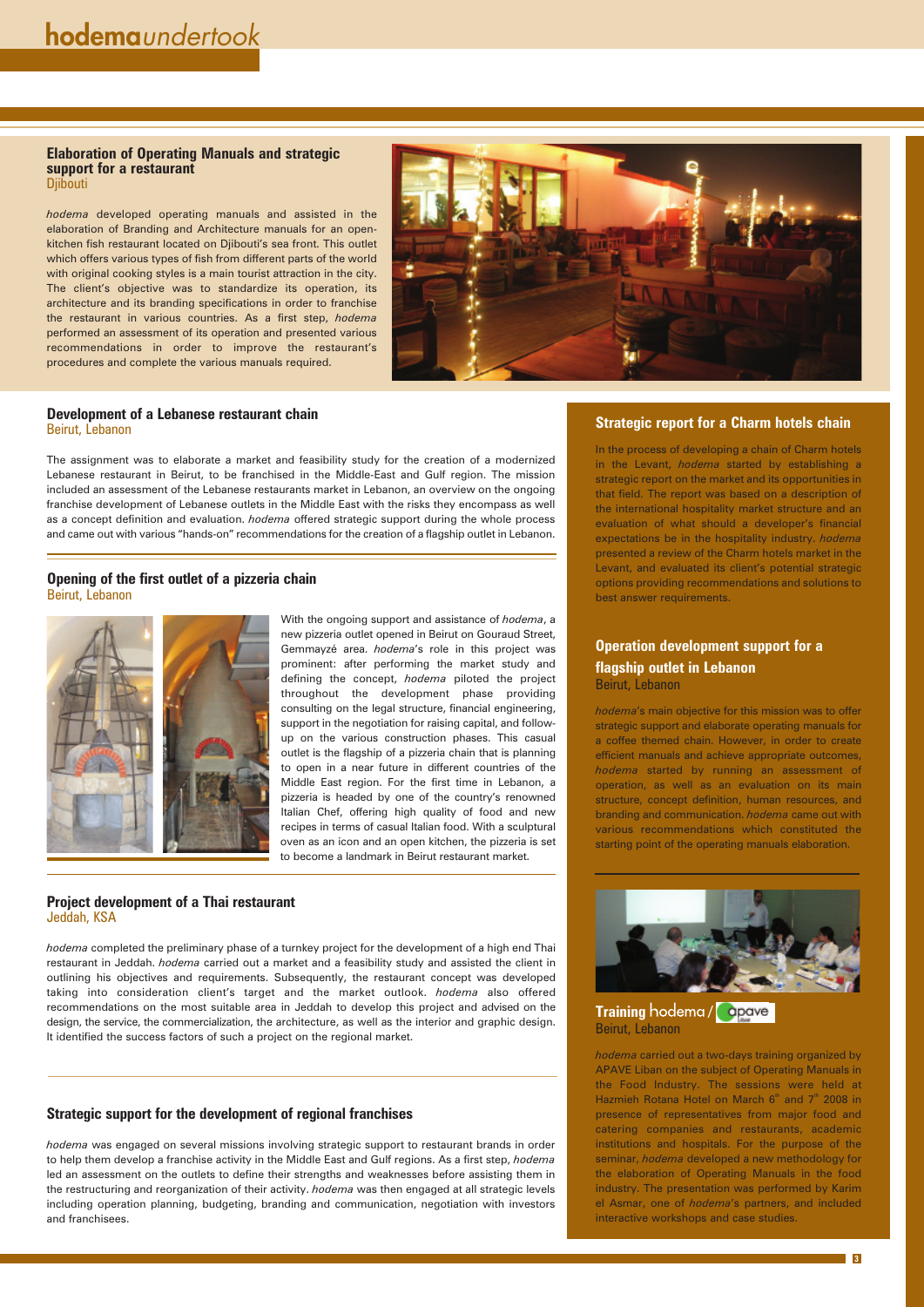# **hodema** *undertook*

## Elaboration of Operating Manuals and strategic support for a restaurant
Djibouti

*hodema* developed operating manuals and assisted in the elaboration of Branding and Architecture manuals for an open-kitchen fish restaurant located on Djibouti's sea front. This outlet which offers various types of fish from different parts of the world with original cooking styles is a main tourist attraction in the city. The client's objective was to standardize its operation, its architecture and its branding specifications in order to franchise the restaurant in various countries. As a first step, *hodema* performed an assessment of its operation and presented various recommendations in order to improve the restaurant's procedures and complete the various manuals required.

## Development of a Lebanese restaurant chain
Beirut, Lebanon

The assignment was to elaborate a market and feasibility study for the creation of a modernized Lebanese restaurant in Beirut, to be franchised in the Middle-East and Gulf region. The mission included an assessment of the Lebanese restaurants market in Lebanon, an overview on the ongoing franchise development of Lebanese outlets in the Middle East with the risks they encompass as well as a concept definition and evaluation. *hodema* offered strategic support during the whole process and came out with various "hands-on" recommendations for the creation of a flagship outlet in Lebanon.

## Opening of the first outlet of a pizzeria chain
Beirut, Lebanon

With the ongoing support and assistance of *hodema*, a new pizzeria outlet opened in Beirut on Gouraud Street, Gemmayzé area. *hodema*'s role in this project was prominent: after performing the market study and defining the concept, *hodema* piloted the project throughout the development phase providing consulting on the legal structure, financial engineering, support in the negotiation for raising capital, and follow-up on the various construction phases. This casual outlet is the flagship of a pizzeria chain that is planning to open in a near future in different countries of the Middle East region. For the first time in Lebanon, a pizzeria is headed by one of the country's renowned Italian Chef, offering high quality of food and new recipes in terms of casual Italian food. With a sculptural oven as an icon and an open kitchen, the pizzeria is set to become a landmark in Beirut restaurant market.

## Project development of a Thai restaurant
Jeddah, KSA

*hodema* completed the preliminary phase of a turnkey project for the development of a high end Thai restaurant in Jeddah. *hodema* carried out a market and a feasibility study and assisted the client in outlining his objectives and requirements. Subsequently, the restaurant concept was developed taking into consideration client's target and the market outlook. *hodema* also offered recommendations on the most suitable area in Jeddah to develop this project and advised on the design, the service, the commercialization, the architecture, as well as the interior and graphic design. It identified the success factors of such a project on the regional market.

## Strategic support for the development of regional franchises

*hodema* was engaged on several missions involving strategic support to restaurant brands in order to help them develop a franchise activity in the Middle East and Gulf regions. As a first step, *hodema* led an assessment on the outlets to define their strengths and weaknesses before assisting them in the restructuring and reorganization of their activity. *hodema* was then engaged at all strategic levels including operation planning, budgeting, branding and communication, negotiation with investors and franchisees.

## Strategic report for a Charm hotels chain

In the process of developing a chain of Charm hotels in the Levant, *hodema* started by establishing a strategic report on the market and its opportunities in that field. The report was based on a description of the international hospitality market structure and an evaluation of what should a developer's financial expectations be in the hospitality industry. *hodema* presented a review of the Charm hotels market in the Levant, and evaluated its client's potential strategic options providing recommendations and solutions to best answer requirements.

## Operation development support for a flagship outlet in Lebanon
Beirut, Lebanon

*hodema*'s main objective for this mission was to offer strategic support and elaborate operating manuals for a coffee themed chain. However, in order to create efficient manuals and achieve appropriate outcomes, *hodema* started by running an assessment of operation, as well as an evaluation on its main structure, concept definition, human resources, and branding and communication. *hodema* came out with various recommendations which constituted the starting point of the operating manuals elaboration.

## Training hodema / apave
Beirut, Lebanon

*hodema* carried out a two-days training organized by APAVE Liban on the subject of Operating Manuals in the Food Industry. The sessions were held at Hazmieh Rotana Hotel on March 6th and 7th 2008 in presence of representatives from major food and catering companies and restaurants, academic institutions and hospitals. For the purpose of the seminar, *hodema* developed a new methodology for the elaboration of Operating Manuals in the food industry. The presentation was performed by Karim el Asmar, one of *hodema*'s partners, and included interactive workshops and case studies.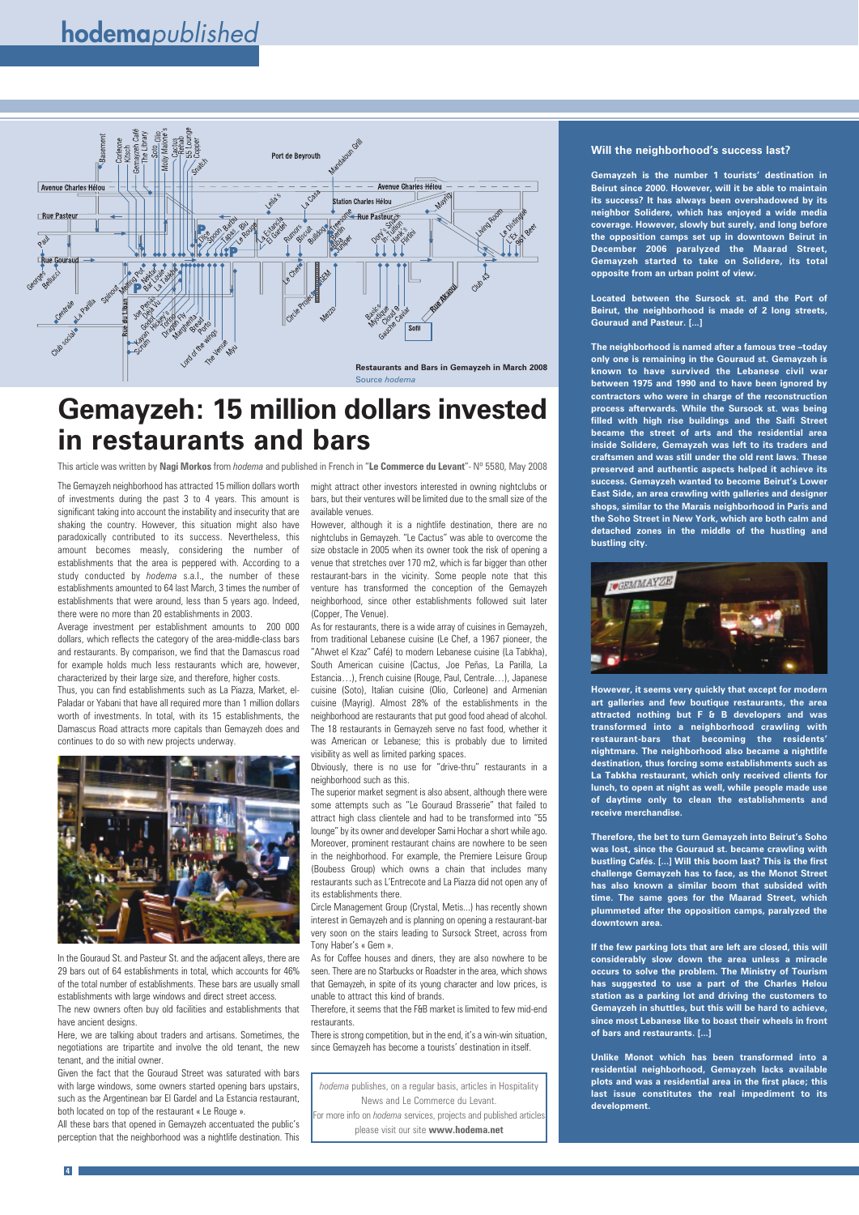Restaurants and Bars in Gemayzeh in March 2008

Source *hodema*

# Gemayzeh: 15 million dollars invested in restaurants and bars

This article was written by **Nagi Morkos** from *hodema* and published in French in "**Le Commerce du Levant**"- Nº 5580, May 2008

The Gemayzeh neighborhood has attracted 15 million dollars worth of investments during the past 3 to 4 years. This amount is significant taking into account the instability and insecurity that are shaking the country. However, this situation might also have paradoxically contributed to its success. Nevertheless, this amount becomes measly, considering the number of establishments that the area is peppered with. According to a study conducted by *hodema* s.a.l., the number of these establishments amounted to 64 last March, 3 times the number of establishments that were around, less than 5 years ago. Indeed, there were no more than 20 establishments in 2003.

Average investment per establishment amounts to 200 000 dollars, which reflects the category of the area-middle-class bars and restaurants. By comparison, we find that the Damascus road for example holds much less restaurants which are, however, characterized by their large size, and therefore, higher costs.

Thus, you can find establishments such as La Piazza, Market, el-Paladar or Yabani that have all required more than 1 million dollars worth of investments. In total, with its 15 establishments, the Damascus Road attracts more capitals than Gemayzeh does and continues to do so with new projects underway.

In the Gouraud St. and Pasteur St. and the adjacent alleys, there are 29 bars out of 64 establishments in total, which accounts for 46% of the total number of establishments. These bars are usually small establishments with large windows and direct street access.

The new owners often buy old facilities and establishments that have ancient designs.

Here, we are talking about traders and artisans. Sometimes, the negotiations are tripartite and involve the old tenant, the new tenant, and the initial owner.

Given the fact that the Gouraud Street was saturated with bars with large windows, some owners started opening bars upstairs, such as the Argentinean bar El Gardel and La Estancia restaurant, both located on top of the restaurant « Le Rouge ».

All these bars that opened in Gemayzeh accentuated the public's perception that the neighborhood was a nightlife destination. This might attract other investors interested in owning nightclubs or bars, but their ventures will be limited due to the small size of the available venues.

However, although it is a nightlife destination, there are no nightclubs in Gemayzeh. "Le Cactus" was able to overcome the size obstacle in 2005 when its owner took the risk of opening a venue that stretches over 170 m2, which is far bigger than other restaurant-bars in the vicinity. Some people note that this venture has transformed the conception of the Gemayzeh neighborhood, since other establishments followed suit later (Copper, The Venue).

As for restaurants, there is a wide array of cuisines in Gemayzeh, from traditional Lebanese cuisine (Le Chef, a 1967 pioneer, the "Ahwet el Kzaz" Café) to modern Lebanese cuisine (La Tabkha), South American cuisine (Cactus, Joe Peñas, La Parilla, La Estancia…), French cuisine (Rouge, Paul, Centrale…), Japanese cuisine (Soto), Italian cuisine (Olio, Corleone) and Armenian cuisine (Mayrig). Almost 28% of the establishments in the neighborhood are restaurants that put good food ahead of alcohol. The 18 restaurants in Gemayzeh serve no fast food, whether it was American or Lebanese; this is probably due to limited visibility as well as limited parking spaces.

Obviously, there is no use for "drive-thru" restaurants in a neighborhood such as this.

The superior market segment is also absent, although there were some attempts such as "Le Gouraud Brasserie" that failed to attract high class clientele and had to be transformed into "55 lounge" by its owner and developer Sami Hochar a short while ago. Moreover, prominent restaurant chains are nowhere to be seen in the neighborhood. For example, the Premiere Leisure Group (Boubess Group) which owns a chain that includes many restaurants such as L'Entrecote and La Piazza did not open any of its establishments there.

Circle Management Group (Crystal, Metis…) has recently shown interest in Gemayzeh and is planning on opening a restaurant-bar very soon on the stairs leading to Sursock Street, across from Tony Haber's « Gem ».

As for Coffee houses and diners, they are also nowhere to be seen. There are no Starbucks or Roadster in the area, which shows that Gemayzeh, in spite of its young character and low prices, is unable to attract this kind of brands.

Therefore, it seems that the F&B market is limited to few mid-end restaurants.

There is strong competition, but in the end, it's a win-win situation, since Gemayzeh has become a tourists' destination in itself.

*hodema* publishes, on a regular basis, articles in Hospitality News and Le Commerce du Levant.
For more info on *hodema* services, projects and published articles please visit our site **www.hodema.net**

### Will the neighborhood's success last?

**Gemayzeh is the number 1 tourists' destination in Beirut since 2000. However, will it be able to maintain its success? It has always been overshadowed by its neighbor Solidere, which has enjoyed a wide media coverage. However, slowly but surely, and long before the opposition camps set up in downtown Beirut in December 2006 paralyzed the Maarad Street, Gemayzeh started to take on Solidere, its total opposite from an urban point of view.**

**Located between the Sursock st. and the Port of Beirut, the neighborhood is made of 2 long streets, Gouraud and Pasteur. […]**

**The neighborhood is named after a famous tree –today only one is remaining in the Gouraud st. Gemayzeh is known to have survived the Lebanese civil war between 1975 and 1990 and to have been ignored by contractors who were in charge of the reconstruction process afterwards. While the Sursock st. was being filled with high rise buildings and the Saifi Street became the street of arts and the residential area inside Solidere, Gemayzeh was left to its traders and craftsmen and was still under the old rent laws. These preserved and authentic aspects helped it achieve its success. Gemayzeh wanted to become Beirut's Lower East Side, an area crawling with galleries and designer shops, similar to the Marais neighborhood in Paris and the Soho Street in New York, which are both calm and detached zones in the middle of the hustling and bustling city.**

**However, it seems very quickly that except for modern art galleries and few boutique restaurants, the area attracted nothing but F & B developers and was transformed into a neighborhood crawling with restaurant-bars that becoming the residents' nightmare. The neighborhood also became a nightlife destination, thus forcing some establishments such as La Tabkha restaurant, which only received clients for lunch, to open at night as well, while people made use of daytime only to clean the establishments and receive merchandise.**

**Therefore, the bet to turn Gemayzeh into Beirut's Soho was lost, since the Gouraud st. became crawling with bustling Cafés. […] Will this boom last? This is the first challenge Gemayzeh has to face, as the Monot Street has also known a similar boom that subsided with time. The same goes for the Maarad Street, which plummeted after the opposition camps, paralyzed the downtown area.**

**If the few parking lots that are left are closed, this will considerably slow down the area unless a miracle occurs to solve the problem. The Ministry of Tourism has suggested to use a part of the Charles Helou station as a parking lot and driving the customers to Gemayzeh in shuttles, but this will be hard to achieve, since most Lebanese like to boast their wheels in front of bars and restaurants. […]**

**Unlike Monot which has been transformed into a residential neighborhood, Gemayzeh lacks available plots and was a residential area in the first place; this last issue constitutes the real impediment to its development.**